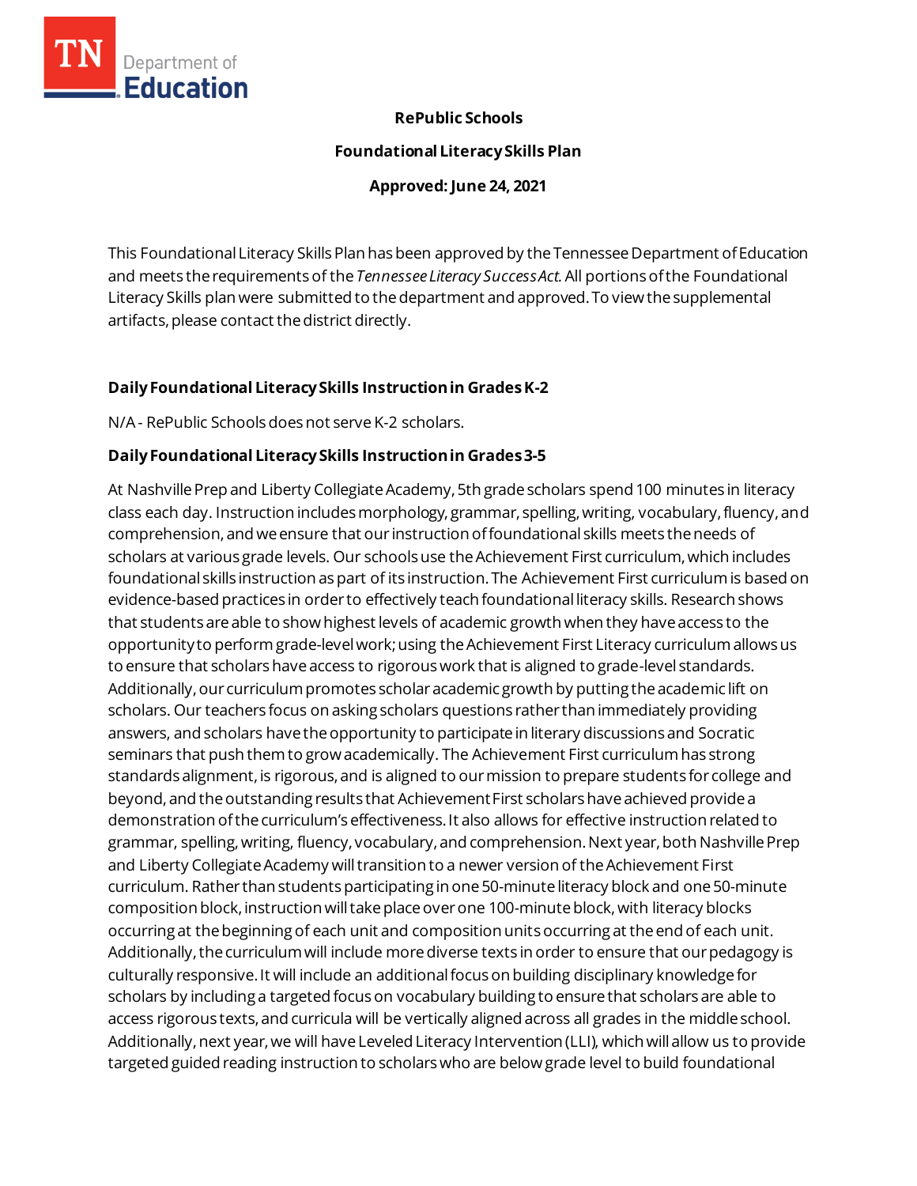**RePublic Schools**

**Foundational Literacy Skills Plan**

**Approved: June 24, 2021**

This Foundational Literacy Skills Plan has been approved by the Tennessee Department of Education and meets the requirements of the *Tennessee Literacy Success Act*. All portions of the Foundational Literacy Skills plan were submitted to the department and approved. To view the supplemental artifacts, please contact the district directly.

### Daily Foundational Literacy Skills Instruction in Grades K-2

N/A - RePublic Schools does not serve K-2 scholars.

### Daily Foundational Literacy Skills Instruction in Grades 3-5

At Nashville Prep and Liberty Collegiate Academy, 5th grade scholars spend 100 minutes in literacy class each day. Instruction includes morphology, grammar, spelling, writing, vocabulary, fluency, and comprehension, and we ensure that our instruction of foundational skills meets the needs of scholars at various grade levels. Our schools use the Achievement First curriculum, which includes foundational skills instruction as part of its instruction. The Achievement First curriculum is based on evidence-based practices in order to effectively teach foundational literacy skills. Research shows that students are able to show highest levels of academic growth when they have access to the opportunity to perform grade-level work; using the Achievement First Literacy curriculum allows us to ensure that scholars have access to rigorous work that is aligned to grade-level standards. Additionally, our curriculum promotes scholar academic growth by putting the academic lift on scholars. Our teachers focus on asking scholars questions rather than immediately providing answers, and scholars have the opportunity to participate in literary discussions and Socratic seminars that push them to grow academically. The Achievement First curriculum has strong standards alignment, is rigorous, and is aligned to our mission to prepare students for college and beyond, and the outstanding results that Achievement First scholars have achieved provide a demonstration of the curriculum's effectiveness. It also allows for effective instruction related to grammar, spelling, writing, fluency, vocabulary, and comprehension. Next year, both Nashville Prep and Liberty Collegiate Academy will transition to a newer version of the Achievement First curriculum. Rather than students participating in one 50-minute literacy block and one 50-minute composition block, instruction will take place over one 100-minute block, with literacy blocks occurring at the beginning of each unit and composition units occurring at the end of each unit. Additionally, the curriculum will include more diverse texts in order to ensure that our pedagogy is culturally responsive. It will include an additional focus on building disciplinary knowledge for scholars by including a targeted focus on vocabulary building to ensure that scholars are able to access rigorous texts, and curricula will be vertically aligned across all grades in the middle school. Additionally, next year, we will have Leveled Literacy Intervention (LLI), which will allow us to provide targeted guided reading instruction to scholars who are below grade level to build foundational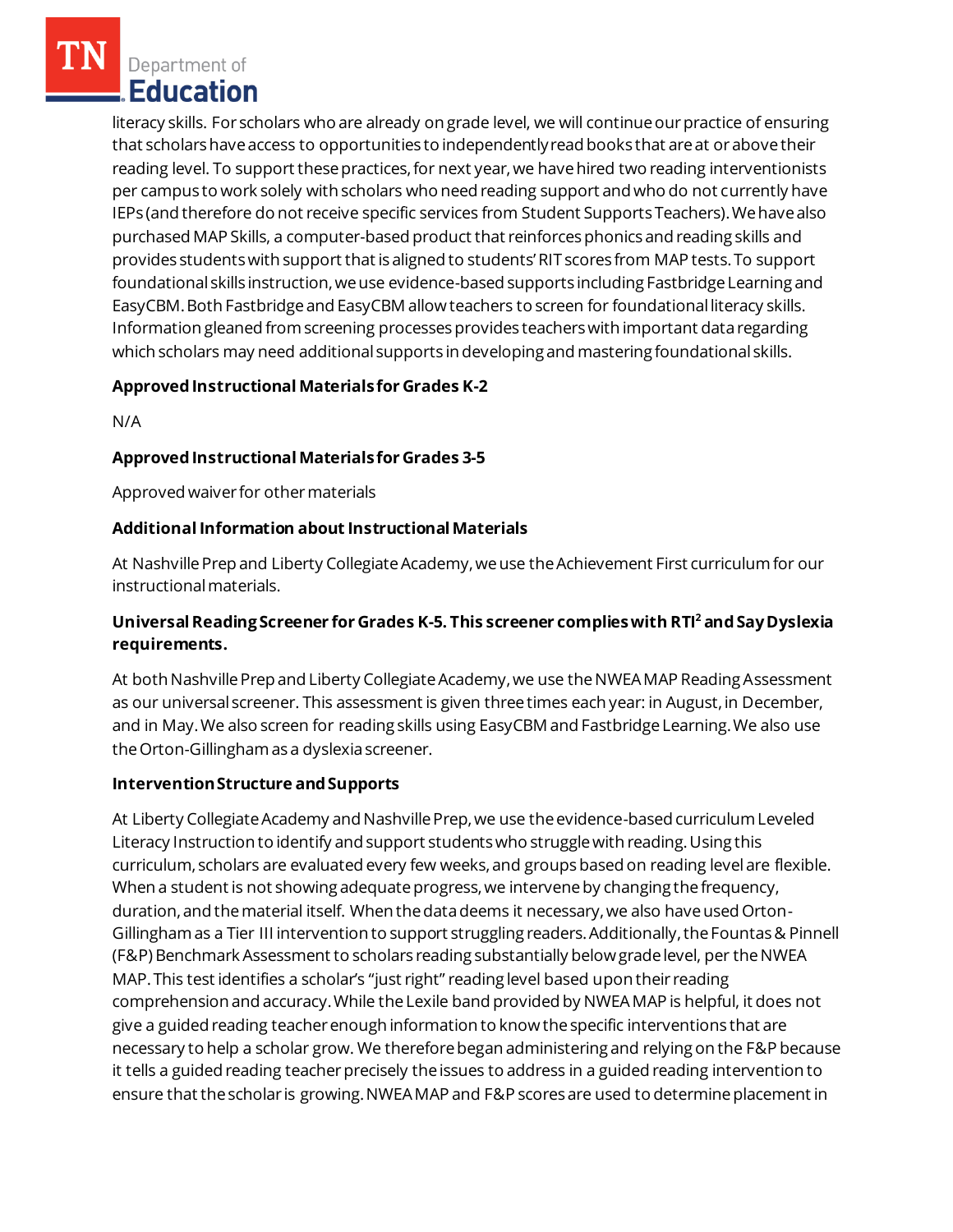literacy skills. For scholars who are already on grade level, we will continue our practice of ensuring that scholars have access to opportunities to independently read books that are at or above their reading level. To support these practices, for next year, we have hired two reading interventionists per campus to work solely with scholars who need reading support and who do not currently have IEPs (and therefore do not receive specific services from Student Supports Teachers). We have also purchased MAP Skills, a computer-based product that reinforces phonics and reading skills and provides students with support that is aligned to students' RIT scores from MAP tests. To support foundational skills instruction, we use evidence-based supports including Fastbridge Learning and EasyCBM. Both Fastbridge and EasyCBM allow teachers to screen for foundational literacy skills. Information gleaned from screening processes provides teachers with important data regarding which scholars may need additional supports in developing and mastering foundational skills.

**Approved Instructional Materials for Grades K-2**

N/A

**Approved Instructional Materials for Grades 3-5**

Approved waiver for other materials

**Additional Information about Instructional Materials**

At Nashville Prep and Liberty Collegiate Academy, we use the Achievement First curriculum for our instructional materials.

**Universal Reading Screener for Grades K-5. This screener complies with RTI² and Say Dyslexia requirements.**

At both Nashville Prep and Liberty Collegiate Academy, we use the NWEA MAP Reading Assessment as our universal screener. This assessment is given three times each year: in August, in December, and in May. We also screen for reading skills using EasyCBM and Fastbridge Learning. We also use the Orton-Gillingham as a dyslexia screener.

**Intervention Structure and Supports**

At Liberty Collegiate Academy and Nashville Prep, we use the evidence-based curriculum Leveled Literacy Instruction to identify and support students who struggle with reading. Using this curriculum, scholars are evaluated every few weeks, and groups based on reading level are flexible. When a student is not showing adequate progress, we intervene by changing the frequency, duration, and the material itself. When the data deems it necessary, we also have used Orton-Gillingham as a Tier III intervention to support struggling readers. Additionally, the Fountas & Pinnell (F&P) Benchmark Assessment to scholars reading substantially below grade level, per the NWEA MAP. This test identifies a scholar's "just right" reading level based upon their reading comprehension and accuracy. While the Lexile band provided by NWEA MAP is helpful, it does not give a guided reading teacher enough information to know the specific interventions that are necessary to help a scholar grow. We therefore began administering and relying on the F&P because it tells a guided reading teacher precisely the issues to address in a guided reading intervention to ensure that the scholar is growing. NWEA MAP and F&P scores are used to determine placement in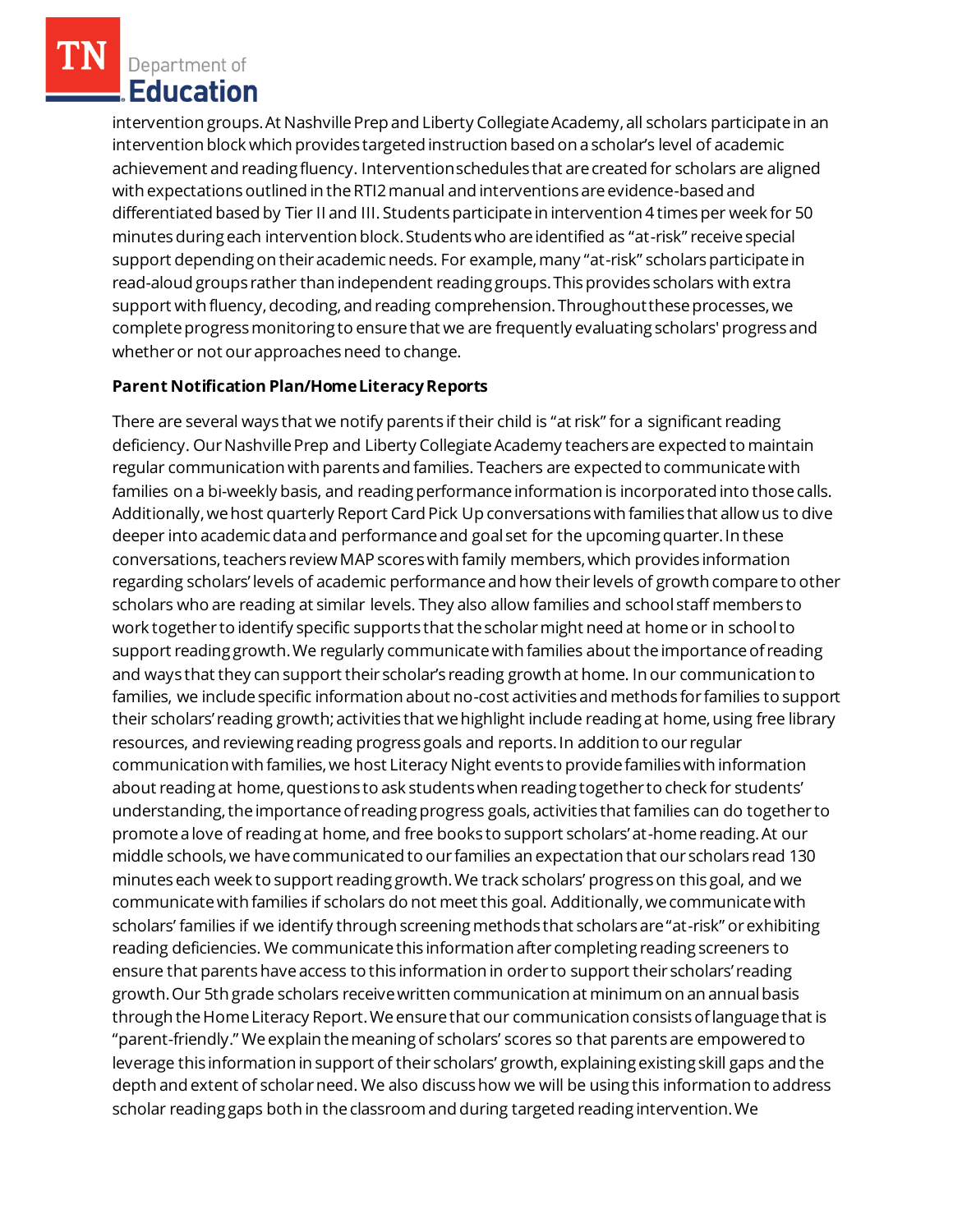intervention groups. At Nashville Prep and Liberty Collegiate Academy, all scholars participate in an intervention block which provides targeted instruction based on a scholar's level of academic achievement and reading fluency. Intervention schedules that are created for scholars are aligned with expectations outlined in the RTI2 manual and interventions are evidence-based and differentiated based by Tier II and III. Students participate in intervention 4 times per week for 50 minutes during each intervention block. Students who are identified as "at-risk" receive special support depending on their academic needs. For example, many "at-risk" scholars participate in read-aloud groups rather than independent reading groups. This provides scholars with extra support with fluency, decoding, and reading comprehension. Throughout these processes, we complete progress monitoring to ensure that we are frequently evaluating scholars' progress and whether or not our approaches need to change.

**Parent Notification Plan/Home Literacy Reports**

There are several ways that we notify parents if their child is "at risk" for a significant reading deficiency. Our Nashville Prep and Liberty Collegiate Academy teachers are expected to maintain regular communication with parents and families. Teachers are expected to communicate with families on a bi-weekly basis, and reading performance information is incorporated into those calls. Additionally, we host quarterly Report Card Pick Up conversations with families that allow us to dive deeper into academic data and performance and goal set for the upcoming quarter. In these conversations, teachers review MAP scores with family members, which provides information regarding scholars' levels of academic performance and how their levels of growth compare to other scholars who are reading at similar levels. They also allow families and school staff members to work together to identify specific supports that the scholar might need at home or in school to support reading growth. We regularly communicate with families about the importance of reading and ways that they can support their scholar's reading growth at home. In our communication to families, we include specific information about no-cost activities and methods for families to support their scholars' reading growth; activities that we highlight include reading at home, using free library resources, and reviewing reading progress goals and reports. In addition to our regular communication with families, we host Literacy Night events to provide families with information about reading at home, questions to ask students when reading together to check for students' understanding, the importance of reading progress goals, activities that families can do together to promote a love of reading at home, and free books to support scholars' at-home reading. At our middle schools, we have communicated to our families an expectation that our scholars read 130 minutes each week to support reading growth. We track scholars' progress on this goal, and we communicate with families if scholars do not meet this goal. Additionally, we communicate with scholars' families if we identify through screening methods that scholars are "at-risk" or exhibiting reading deficiencies. We communicate this information after completing reading screeners to ensure that parents have access to this information in order to support their scholars' reading growth. Our 5th grade scholars receive written communication at minimum on an annual basis through the Home Literacy Report. We ensure that our communication consists of language that is "parent-friendly." We explain the meaning of scholars' scores so that parents are empowered to leverage this information in support of their scholars' growth, explaining existing skill gaps and the depth and extent of scholar need. We also discuss how we will be using this information to address scholar reading gaps both in the classroom and during targeted reading intervention. We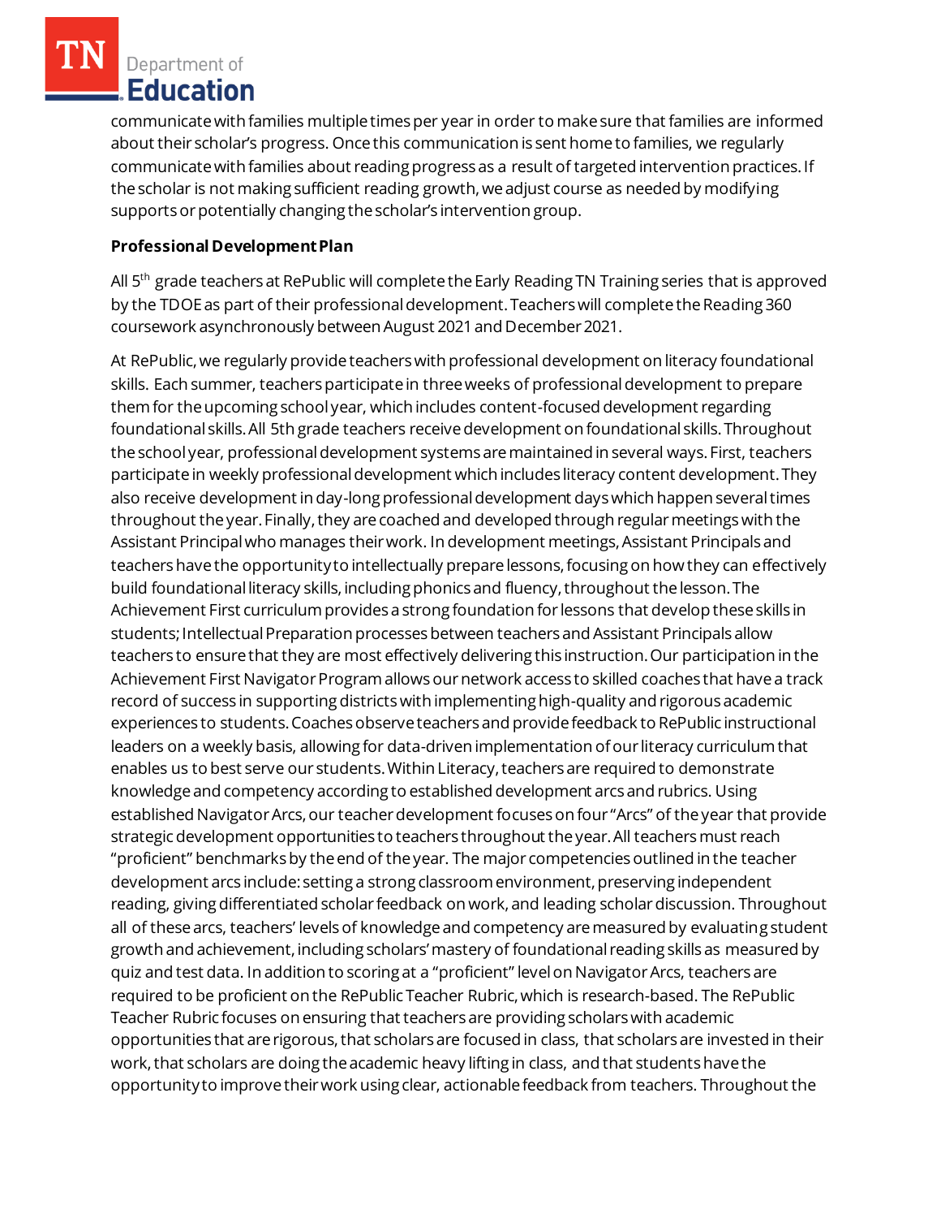communicate with families multiple times per year in order to make sure that families are informed about their scholar's progress. Once this communication is sent home to families, we regularly communicate with families about reading progress as a result of targeted intervention practices. If the scholar is not making sufficient reading growth, we adjust course as needed by modifying supports or potentially changing the scholar's intervention group.

**Professional Development Plan**

All 5th grade teachers at RePublic will complete the Early Reading TN Training series that is approved by the TDOE as part of their professional development. Teachers will complete the Reading 360 coursework asynchronously between August 2021 and December 2021.

At RePublic, we regularly provide teachers with professional development on literacy foundational skills. Each summer, teachers participate in three weeks of professional development to prepare them for the upcoming school year, which includes content-focused development regarding foundational skills. All 5th grade teachers receive development on foundational skills. Throughout the school year, professional development systems are maintained in several ways. First, teachers participate in weekly professional development which includes literacy content development. They also receive development in day-long professional development days which happen several times throughout the year. Finally, they are coached and developed through regular meetings with the Assistant Principal who manages their work. In development meetings, Assistant Principals and teachers have the opportunity to intellectually prepare lessons, focusing on how they can effectively build foundational literacy skills, including phonics and fluency, throughout the lesson. The Achievement First curriculum provides a strong foundation for lessons that develop these skills in students; Intellectual Preparation processes between teachers and Assistant Principals allow teachers to ensure that they are most effectively delivering this instruction. Our participation in the Achievement First Navigator Program allows our network access to skilled coaches that have a track record of success in supporting districts with implementing high-quality and rigorous academic experiences to students. Coaches observe teachers and provide feedback to RePublic instructional leaders on a weekly basis, allowing for data-driven implementation of our literacy curriculum that enables us to best serve our students. Within Literacy, teachers are required to demonstrate knowledge and competency according to established development arcs and rubrics. Using established Navigator Arcs, our teacher development focuses on four "Arcs" of the year that provide strategic development opportunities to teachers throughout the year. All teachers must reach "proficient" benchmarks by the end of the year. The major competencies outlined in the teacher development arcs include: setting a strong classroom environment, preserving independent reading, giving differentiated scholar feedback on work, and leading scholar discussion. Throughout all of these arcs, teachers' levels of knowledge and competency are measured by evaluating student growth and achievement, including scholars' mastery of foundational reading skills as measured by quiz and test data. In addition to scoring at a "proficient" level on Navigator Arcs, teachers are required to be proficient on the RePublic Teacher Rubric, which is research-based. The RePublic Teacher Rubric focuses on ensuring that teachers are providing scholars with academic opportunities that are rigorous, that scholars are focused in class, that scholars are invested in their work, that scholars are doing the academic heavy lifting in class, and that students have the opportunity to improve their work using clear, actionable feedback from teachers. Throughout the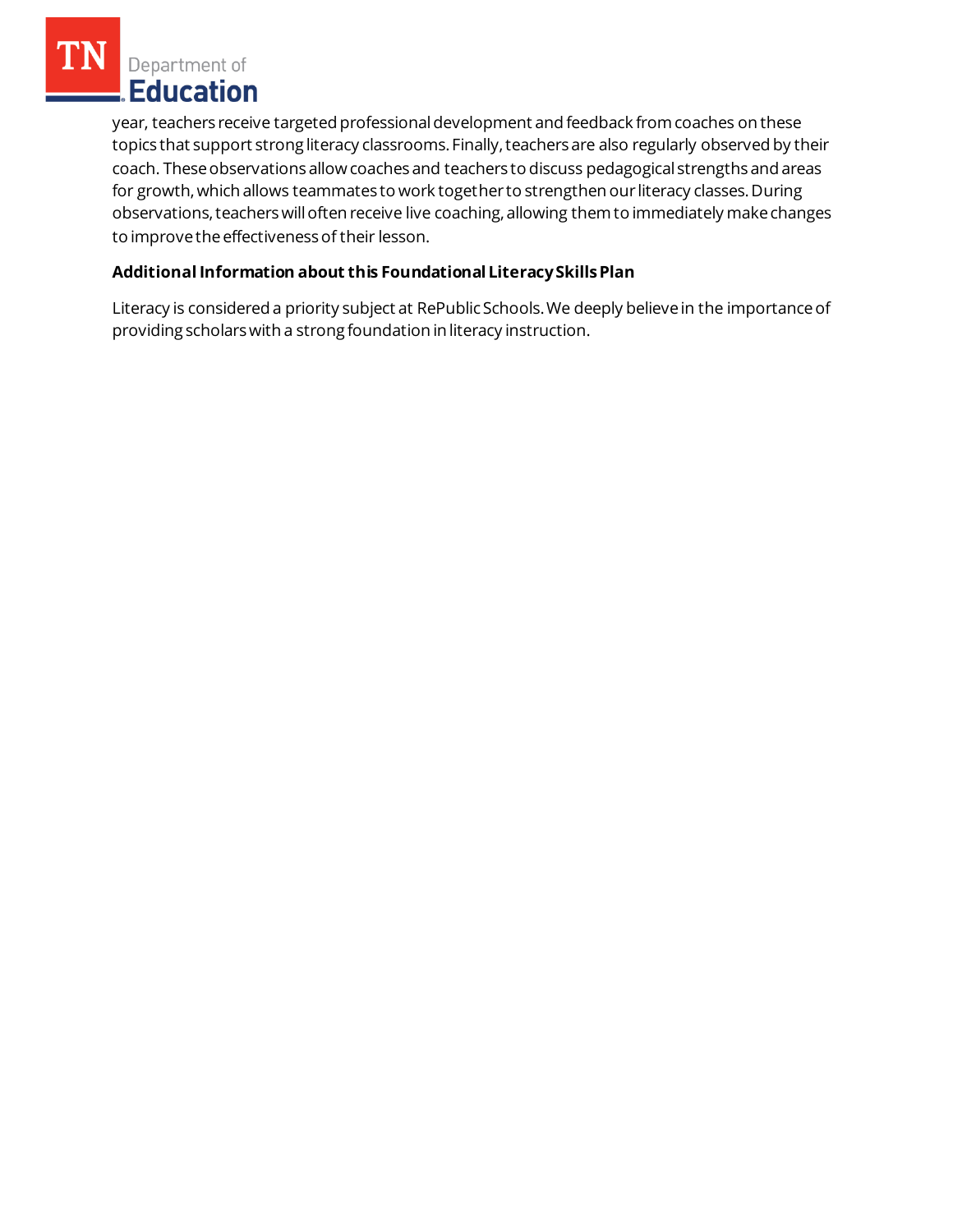year, teachers receive targeted professional development and feedback from coaches on these topics that support strong literacy classrooms. Finally, teachers are also regularly observed by their coach. These observations allow coaches and teachers to discuss pedagogical strengths and areas for growth, which allows teammates to work together to strengthen our literacy classes. During observations, teachers will often receive live coaching, allowing them to immediately make changes to improve the effectiveness of their lesson.

**Additional Information about this Foundational Literacy Skills Plan**

Literacy is considered a priority subject at RePublic Schools. We deeply believe in the importance of providing scholars with a strong foundation in literacy instruction.